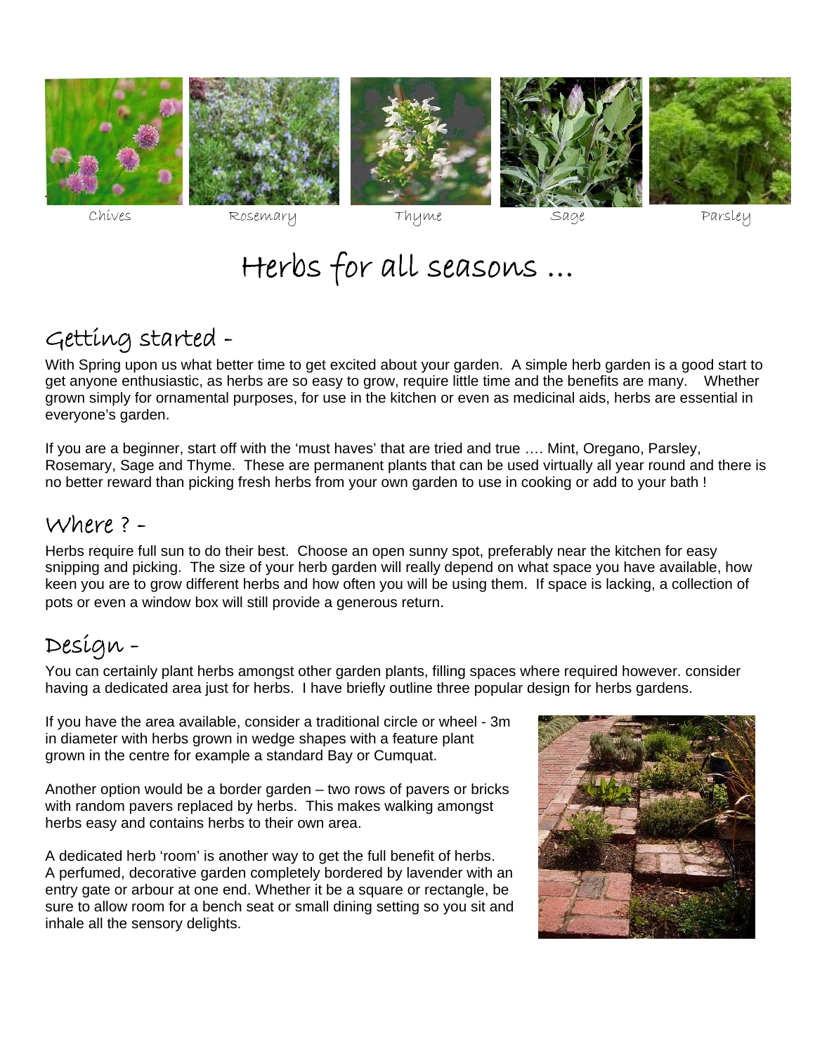Chives Rosemary Thyme Sage Parsley

# Herbs for all seasons …

## Getting started -

With Spring upon us what better time to get excited about your garden. A simple herb garden is a good start to get anyone enthusiastic, as herbs are so easy to grow, require little time and the benefits are many. Whether grown simply for ornamental purposes, for use in the kitchen or even as medicinal aids, herbs are essential in everyone's garden.

If you are a beginner, start off with the 'must haves' that are tried and true …. Mint, Oregano, Parsley, Rosemary, Sage and Thyme. These are permanent plants that can be used virtually all year round and there is no better reward than picking fresh herbs from your own garden to use in cooking or add to your bath !

## Where ? -

Herbs require full sun to do their best. Choose an open sunny spot, preferably near the kitchen for easy snipping and picking. The size of your herb garden will really depend on what space you have available, how keen you are to grow different herbs and how often you will be using them. If space is lacking, a collection of pots or even a window box will still provide a generous return.

## Design -

You can certainly plant herbs amongst other garden plants, filling spaces where required however. consider having a dedicated area just for herbs. I have briefly outline three popular design for herbs gardens.

If you have the area available, consider a traditional circle or wheel - 3m in diameter with herbs grown in wedge shapes with a feature plant grown in the centre for example a standard Bay or Cumquat.

Another option would be a border garden – two rows of pavers or bricks with random pavers replaced by herbs. This makes walking amongst herbs easy and contains herbs to their own area.

A dedicated herb 'room' is another way to get the full benefit of herbs. A perfumed, decorative garden completely bordered by lavender with an entry gate or arbour at one end. Whether it be a square or rectangle, be sure to allow room for a bench seat or small dining setting so you sit and inhale all the sensory delights.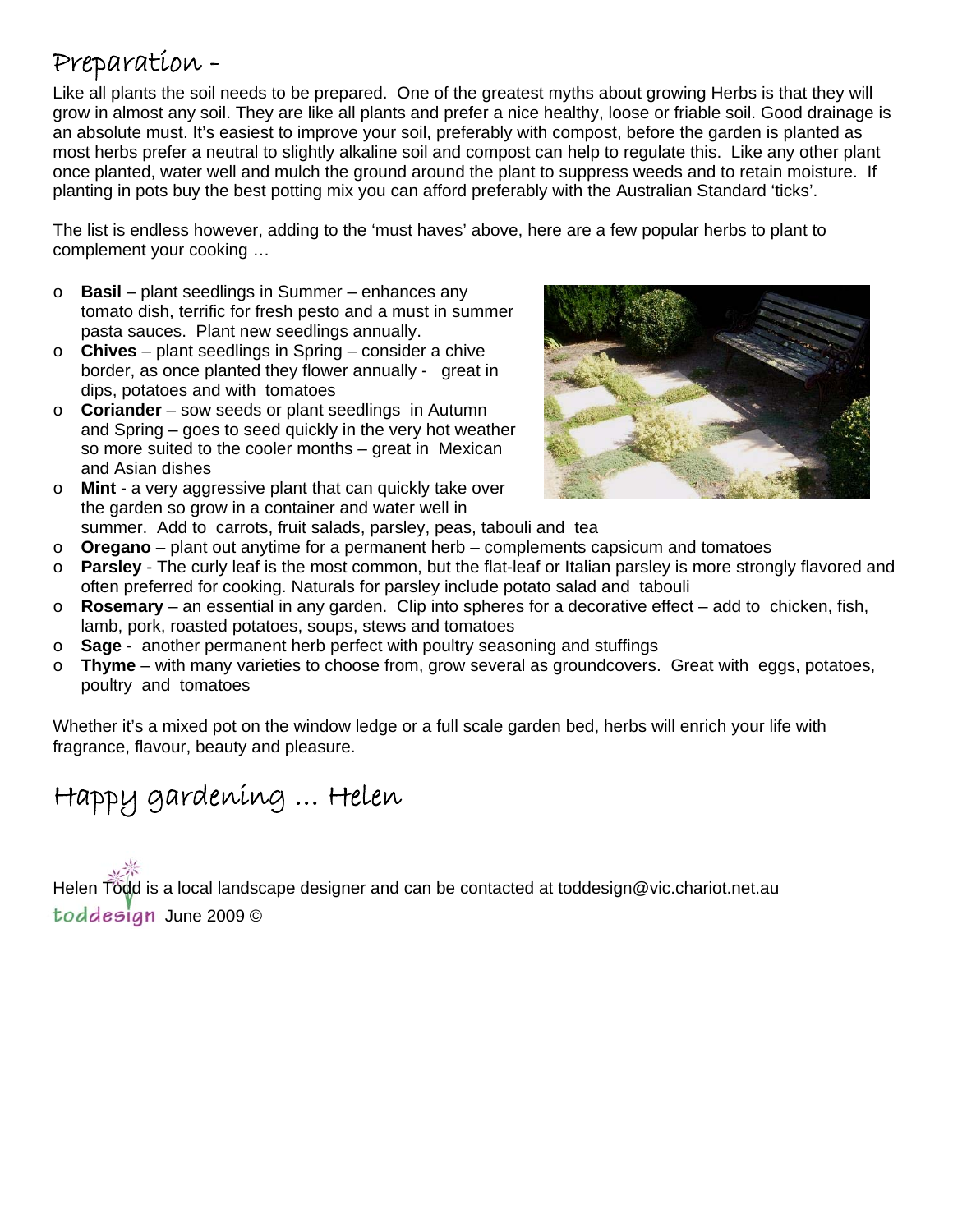## Preparation -

Like all plants the soil needs to be prepared. One of the greatest myths about growing Herbs is that they will grow in almost any soil. They are like all plants and prefer a nice healthy, loose or friable soil. Good drainage is an absolute must. It's easiest to improve your soil, preferably with compost, before the garden is planted as most herbs prefer a neutral to slightly alkaline soil and compost can help to regulate this. Like any other plant once planted, water well and mulch the ground around the plant to suppress weeds and to retain moisture. If planting in pots buy the best potting mix you can afford preferably with the Australian Standard 'ticks'.

The list is endless however, adding to the 'must haves' above, here are a few popular herbs to plant to complement your cooking …

- **Basil** – plant seedlings in Summer – enhances any tomato dish, terrific for fresh pesto and a must in summer pasta sauces. Plant new seedlings annually.
- **Chives** – plant seedlings in Spring – consider a chive border, as once planted they flower annually - great in dips, potatoes and with tomatoes
- **Coriander** – sow seeds or plant seedlings in Autumn and Spring – goes to seed quickly in the very hot weather so more suited to the cooler months – great in Mexican and Asian dishes
- **Mint** - a very aggressive plant that can quickly take over the garden so grow in a container and water well in summer. Add to carrots, fruit salads, parsley, peas, tabouli and tea
- **Oregano** – plant out anytime for a permanent herb – complements capsicum and tomatoes
- **Parsley** - The curly leaf is the most common, but the flat-leaf or Italian parsley is more strongly flavored and often preferred for cooking. Naturals for parsley include potato salad and tabouli
- **Rosemary** – an essential in any garden. Clip into spheres for a decorative effect – add to chicken, fish, lamb, pork, roasted potatoes, soups, stews and tomatoes
- **Sage** - another permanent herb perfect with poultry seasoning and stuffings
- **Thyme** – with many varieties to choose from, grow several as groundcovers. Great with eggs, potatoes, poultry and tomatoes

Whether it's a mixed pot on the window ledge or a full scale garden bed, herbs will enrich your life with fragrance, flavour, beauty and pleasure.

## Happy gardening … Helen

Helen Todd is a local landscape designer and can be contacted at toddesign@vic.chariot.net.au

toddesign June 2009 ©